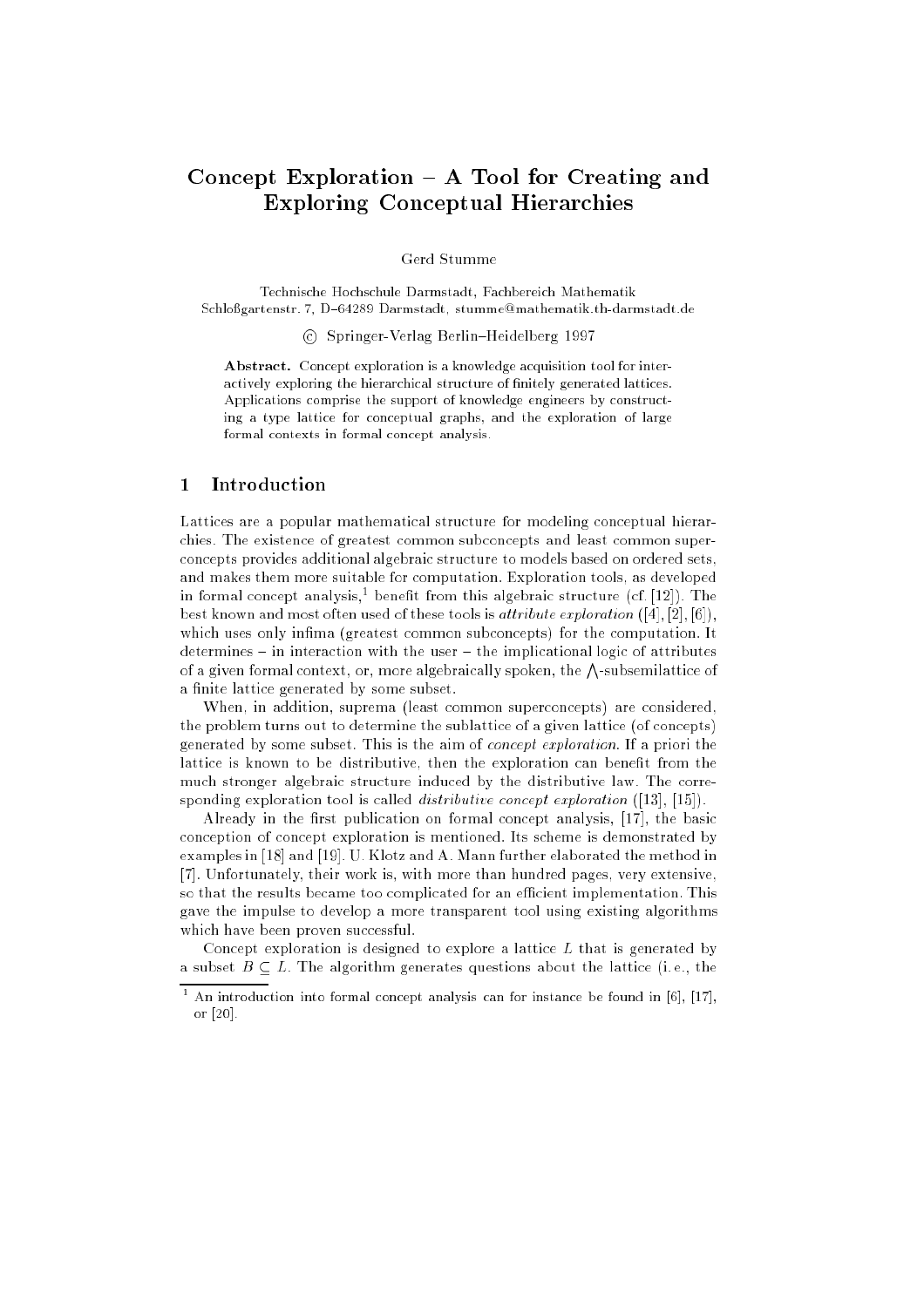# Concept Exploration – A Tool for Creating and Exploring Conceptual Hierarchies

Gerd Stumme

Technische Hochschule Darmstadt, Fachbereich Mathematik
Schloßgartenstr. 7, D–64289 Darmstadt, stumme@mathematik.th-darmstadt.de

© Springer-Verlag Berlin–Heidelberg 1997

**Abstract.** Concept exploration is a knowledge acquisition tool for interactively exploring the hierarchical structure of finitely generated lattices. Applications comprise the support of knowledge engineers by constructing a type lattice for conceptual graphs, and the exploration of large formal contexts in formal concept analysis.

## 1 Introduction

Lattices are a popular mathematical structure for modeling conceptual hierarchies. The existence of greatest common subconcepts and least common superconcepts provides additional algebraic structure to models based on ordered sets, and makes them more suitable for computation. Exploration tools, as developed in formal concept analysis,[1] benefit from this algebraic structure (cf. [12]). The best known and most often used of these tools is *attribute exploration* ([4], [2], [6]), which uses only infima (greatest common subconcepts) for the computation. It determines – in interaction with the user – the implicational logic of attributes of a given formal context, or, more algebraically spoken, the $\bigwedge$-subsemilattice of a finite lattice generated by some subset.

When, in addition, suprema (least common superconcepts) are considered, the problem turns out to determine the sublattice of a given lattice (of concepts) generated by some subset. This is the aim of *concept exploration*. If a priori the lattice is known to be distributive, then the exploration can benefit from the much stronger algebraic structure induced by the distributive law. The corresponding exploration tool is called *distributive concept exploration* ([13], [15]).

Already in the first publication on formal concept analysis, [17], the basic conception of concept exploration is mentioned. Its scheme is demonstrated by examples in [18] and [19]. U. Klotz and A. Mann further elaborated the method in [7]. Unfortunately, their work is, with more than hundred pages, very extensive, so that the results became too complicated for an efficient implementation. This gave the impulse to develop a more transparent tool using existing algorithms which have been proven successful.

Concept exploration is designed to explore a lattice $L$ that is generated by a subset $B \subseteq L$. The algorithm generates questions about the lattice (i. e., the

[1] An introduction into formal concept analysis can for instance be found in [6], [17], or [20].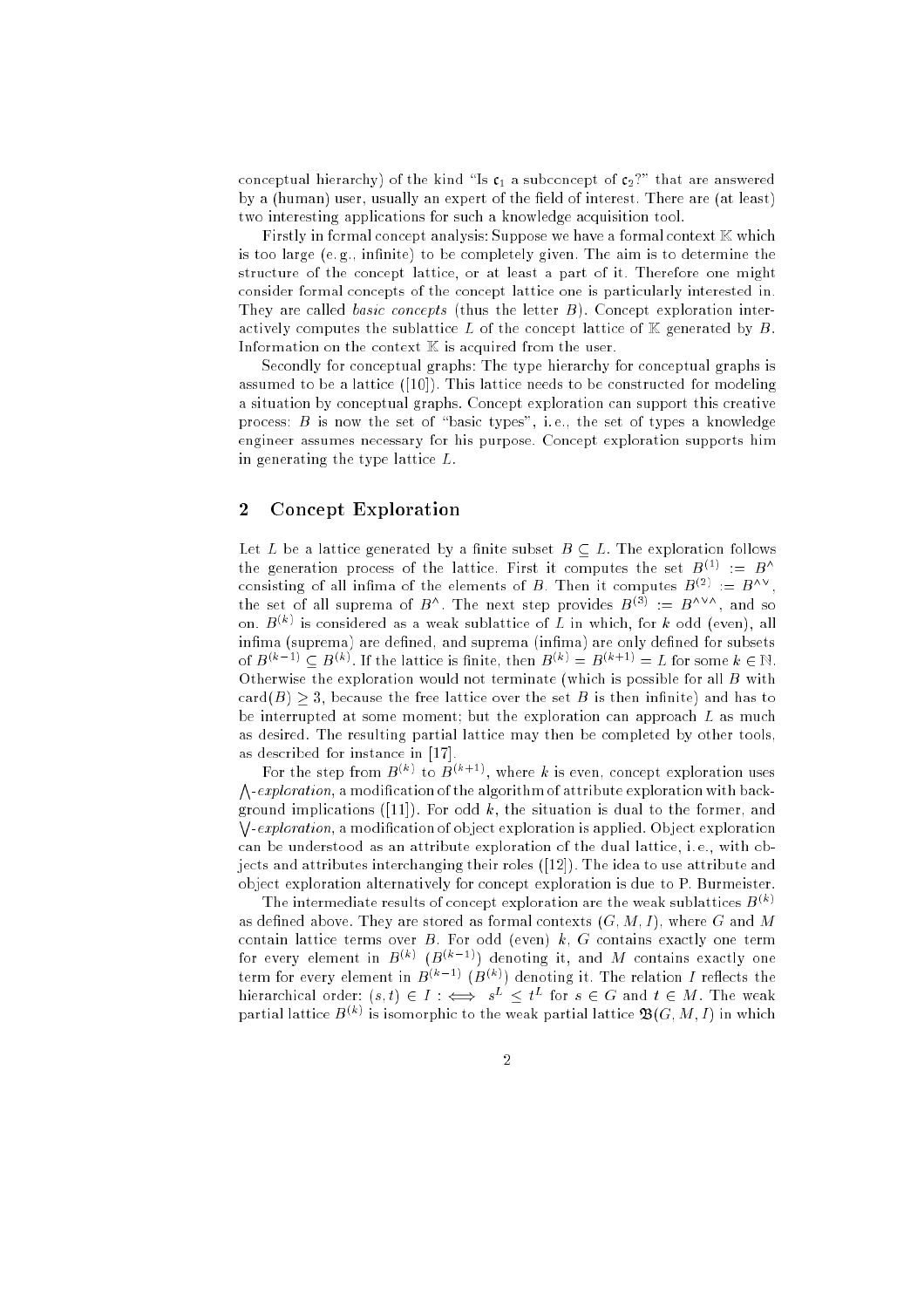conceptual hierarchy) of the kind "Is $\mathfrak{c}_1$ a subconcept of $\mathfrak{c}_2$?" that are answered by a (human) user, usually an expert of the field of interest. There are (at least) two interesting applications for such a knowledge acquisition tool.

Firstly in formal concept analysis: Suppose we have a formal context $\mathbb{K}$ which is too large (e. g., infinite) to be completely given. The aim is to determine the structure of the concept lattice, or at least a part of it. Therefore one might consider formal concepts of the concept lattice one is particularly interested in. They are called *basic concepts* (thus the letter $B$). Concept exploration interactively computes the sublattice $L$ of the concept lattice of $\mathbb{K}$ generated by $B$. Information on the context $\mathbb{K}$ is acquired from the user.

Secondly for conceptual graphs: The type hierarchy for conceptual graphs is assumed to be a lattice ([10]). This lattice needs to be constructed for modeling a situation by conceptual graphs. Concept exploration can support this creative process: $B$ is now the set of "basic types", i. e., the set of types a knowledge engineer assumes necessary for his purpose. Concept exploration supports him in generating the type lattice $L$.

## 2 Concept Exploration

Let $L$ be a lattice generated by a finite subset $B \subseteq L$. The exploration follows the generation process of the lattice. First it computes the set $B^{(1)} := B^{\wedge}$ consisting of all infima of the elements of $B$. Then it computes $B^{(2)} := B^{\wedge\vee}$, the set of all suprema of $B^{\wedge}$. The next step provides $B^{(3)} := B^{\wedge\vee\wedge}$, and so on. $B^{(k)}$ is considered as a weak sublattice of $L$ in which, for $k$ odd (even), all infima (suprema) are defined, and suprema (infima) are only defined for subsets of $B^{(k-1)} \subseteq B^{(k)}$. If the lattice is finite, then $B^{(k)} = B^{(k+1)} = L$ for some $k \in \mathbb{N}$. Otherwise the exploration would not terminate (which is possible for all $B$ with $\text{card}(B) \geq 3$, because the free lattice over the set $B$ is then infinite) and has to be interrupted at some moment; but the exploration can approach $L$ as much as desired. The resulting partial lattice may then be completed by other tools, as described for instance in [17].

For the step from $B^{(k)}$ to $B^{(k+1)}$, where $k$ is even, concept exploration uses $\bigwedge$-*exploration*, a modification of the algorithm of attribute exploration with background implications ([11]). For odd $k$, the situation is dual to the former, and $\bigvee$-*exploration*, a modification of object exploration is applied. Object exploration can be understood as an attribute exploration of the dual lattice, i. e., with objects and attributes interchanging their roles ([12]). The idea to use attribute and object exploration alternatively for concept exploration is due to P. Burmeister.

The intermediate results of concept exploration are the weak sublattices $B^{(k)}$ as defined above. They are stored as formal contexts $(G, M, I)$, where $G$ and $M$ contain lattice terms over $B$. For odd (even) $k$, $G$ contains exactly one term for every element in $B^{(k)}$ ($B^{(k-1)}$) denoting it, and $M$ contains exactly one term for every element in $B^{(k-1)}$ ($B^{(k)}$) denoting it. The relation $I$ reflects the hierarchical order: $(s, t) \in I :\iff s^L \leq t^L$ for $s \in G$ and $t \in M$. The weak partial lattice $B^{(k)}$ is isomorphic to the weak partial lattice $\mathfrak{B}(G, M, I)$ in which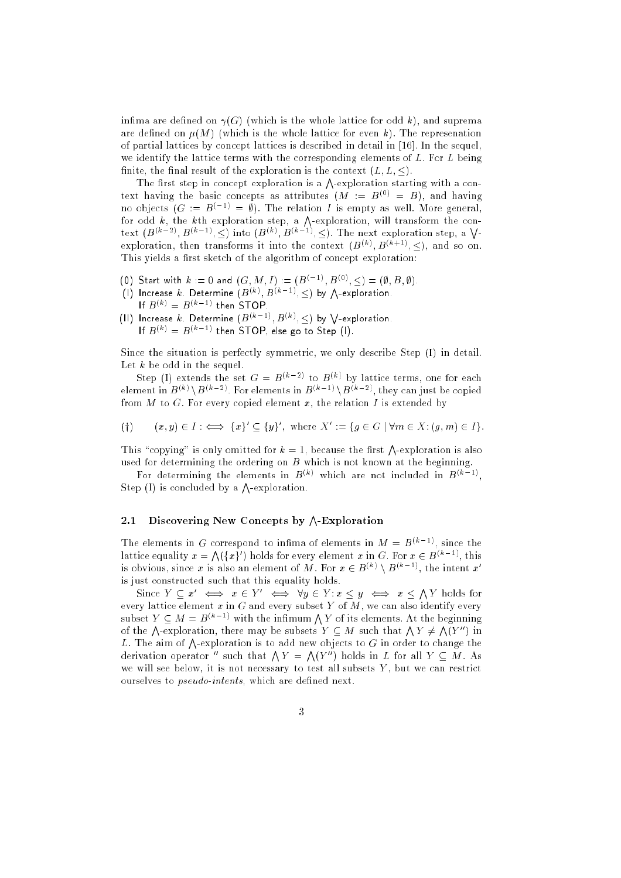infima are defined on $\gamma(G)$ (which is the whole lattice for odd $k$), and suprema are defined on $\mu(M)$ (which is the whole lattice for even $k$). The represenation of partial lattices by concept lattices is described in detail in [16]. In the sequel, we identify the lattice terms with the corresponding elements of $L$. For $L$ being finite, the final result of the exploration is the context $(L, L, \leq)$.

The first step in concept exploration is a $\bigwedge$-exploration starting with a context having the basic concepts as attributes ($M := B^{(0)} = B$), and having no objects ($G := B^{(-1)} = \emptyset$). The relation $I$ is empty as well. More general, for odd $k$, the $k$th exploration step, a $\bigwedge$-exploration, will transform the context $(B^{(k-2)}, B^{(k-1)}, \leq)$ into $(B^{(k)}, B^{(k-1)}, \leq)$. The next exploration step, a $\bigvee$-exploration, then transforms it into the context $(B^{(k)}, B^{(k+1)}, \leq)$, and so on. This yields a first sketch of the algorithm of concept exploration:

(0) Start with $k := 0$ and $(G, M, I) := (B^{(-1)}, B^{(0)}, \leq) = (\emptyset, B, \emptyset)$.
(I) Increase $k$. Determine $(B^{(k)}, B^{(k-1)}, \leq)$ by $\bigwedge$-exploration.
If $B^{(k)} = B^{(k-1)}$ then STOP.
(II) Increase $k$. Determine $(B^{(k-1)}, B^{(k)}, \leq)$ by $\bigvee$-exploration.
If $B^{(k)} = B^{(k-1)}$ then STOP, else go to Step (I).

Since the situation is perfectly symmetric, we only describe Step (I) in detail. Let $k$ be odd in the sequel.

Step (I) extends the set $G = B^{(k-2)}$ to $B^{(k)}$ by lattice terms, one for each element in $B^{(k)} \setminus B^{(k-2)}$. For elements in $B^{(k-1)} \setminus B^{(k-2)}$, they can just be copied from $M$ to $G$. For every copied element $x$, the relation $I$ is extended by

$$(\dagger) \qquad (x, y) \in I :\iff \{x\}' \subseteq \{y\}', \text{ where } X' := \{g \in G \mid \forall m \in X \colon (g, m) \in I\}.$$

This "copying" is only omitted for $k = 1$, because the first $\bigwedge$-exploration is also used for determining the ordering on $B$ which is not known at the beginning.

For determining the elements in $B^{(k)}$ which are not included in $B^{(k-1)}$, Step (I) is concluded by a $\bigwedge$-exploration.

### 2.1 Discovering New Concepts by $\bigwedge$-Exploration

The elements in $G$ correspond to infima of elements in $M = B^{(k-1)}$, since the lattice equality $x = \bigwedge(\{x\}')$ holds for every element $x$ in $G$. For $x \in B^{(k-1)}$, this is obvious, since $x$ is also an element of $M$. For $x \in B^{(k)} \setminus B^{(k-1)}$, the intent $x'$ is just constructed such that this equality holds.

Since $Y \subseteq x' \iff x \in Y' \iff \forall y \in Y \colon x \leq y \iff x \leq \bigwedge Y$ holds for every lattice element $x$ in $G$ and every subset $Y$ of $M$, we can also identify every subset $Y \subseteq M = B^{(k-1)}$ with the infimum $\bigwedge Y$ of its elements. At the beginning of the $\bigwedge$-exploration, there may be subsets $Y \subseteq M$ such that $\bigwedge Y \neq \bigwedge(Y'')$ in $L$. The aim of $\bigwedge$-exploration is to add new objects to $G$ in order to change the derivation operator $''$ such that $\bigwedge Y = \bigwedge(Y'')$ holds in $L$ for all $Y \subseteq M$. As we will see below, it is not necessary to test all subsets $Y$, but we can restrict ourselves to *pseudo-intents*, which are defined next.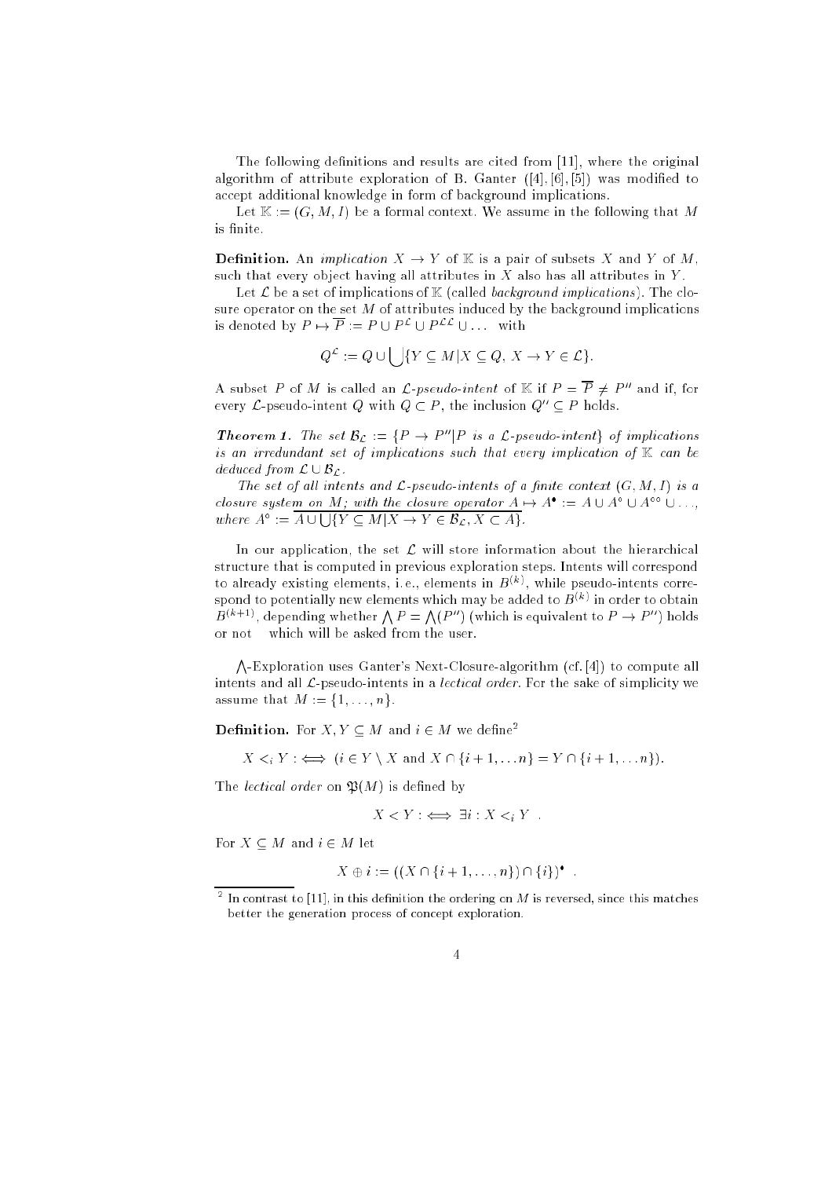The following definitions and results are cited from [11], where the original algorithm of attribute exploration of B. Ganter ([4], [6], [5]) was modified to accept additional knowledge in form of background implications.

Let $\mathbb{K} := (G, M, I)$ be a formal context. We assume in the following that $M$ is finite.

**Definition.** An *implication* $X \to Y$ of $\mathbb{K}$ is a pair of subsets $X$ and $Y$ of $M$, such that every object having all attributes in $X$ also has all attributes in $Y$.

Let $\mathcal{L}$ be a set of implications of $\mathbb{K}$ (called *background implications*). The closure operator on the set $M$ of attributes induced by the background implications is denoted by $P \mapsto \overline{P} := P \cup P^{\mathcal{L}} \cup P^{\mathcal{L}\mathcal{L}} \cup \ldots$ with

$$Q^{\mathcal{L}} := Q \cup \bigcup \{Y \subseteq M | X \subseteq Q,\ X \to Y \in \mathcal{L}\}.$$

A subset $P$ of $M$ is called an $\mathcal{L}$-*pseudo-intent* of $\mathbb{K}$ if $P = \overline{P} \neq P''$ and if, for every $\mathcal{L}$-pseudo-intent $Q$ with $Q \subset P$, the inclusion $Q'' \subseteq P$ holds.

***Theorem 1.*** *The set $\mathcal{B}_{\mathcal{L}} := \{P \to P'' | P$ is a $\mathcal{L}$-pseudo-intent$\}$ of implications is an irredundant set of implications such that every implication of $\mathbb{K}$ can be deduced from $\mathcal{L} \cup \mathcal{B}_{\mathcal{L}}$.*

*The set of all intents and $\mathcal{L}$-pseudo-intents of a finite context $(G, M, I)$ is a closure system on $M$; with the closure operator $A \mapsto A^{\bullet} := A \cup A^{\circ} \cup A^{\circ\circ} \cup \ldots$, where $A^{\circ} := \overline{A \cup \bigcup \{Y \subseteq M | X \to Y \in \mathcal{B}_{\mathcal{L}}, X \subset A\}}$.*

In our application, the set $\mathcal{L}$ will store information about the hierarchical structure that is computed in previous exploration steps. Intents will correspond to already existing elements, i.e., elements in $B^{(k)}$, while pseudo-intents correspond to potentially new elements which may be added to $B^{(k)}$ in order to obtain $B^{(k+1)}$, depending whether $\bigwedge P = \bigwedge (P'')$ (which is equivalent to $P \to P''$) holds or not — which will be asked from the user.

$\bigwedge$-Exploration uses Ganter's Next-Closure-algorithm (cf. [4]) to compute all intents and all $\mathcal{L}$-pseudo-intents in a *lectical order*. For the sake of simplicity we assume that $M := \{1, \ldots, n\}$.

**Definition.** For $X, Y \subseteq M$ and $i \in M$ we define[2]

$$X <_i Y :\Longleftrightarrow \ (i \in Y \setminus X \text{ and } X \cap \{i+1, \ldots n\} = Y \cap \{i+1, \ldots n\}).$$

The *lectical order* on $\mathfrak{P}(M)$ is defined by

$$X < Y :\Longleftrightarrow \exists i : X <_i Y \ .$$

For $X \subseteq M$ and $i \in M$ let

$$X \oplus i := ((X \cap \{i+1, \ldots, n\}) \cap \{i\})^{\bullet} \ .$$

[2] In contrast to [11], in this definition the ordering on $M$ is reversed, since this matches better the generation process of concept exploration.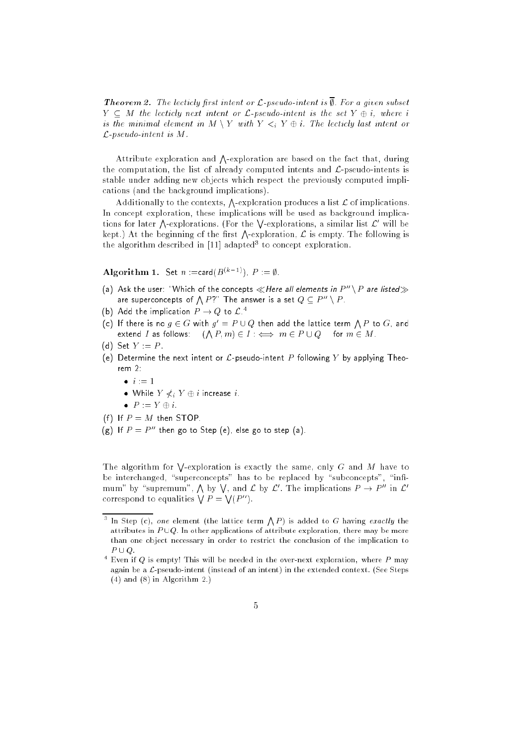***Theorem 2.*** *The lecticly first intent or $\mathcal{L}$-pseudo-intent is $\overline{\emptyset}$. For a given subset $Y \subseteq M$ the lecticly next intent or $\mathcal{L}$-pseudo-intent is the set $Y \oplus i$, where $i$ is the minimal element in $M \setminus Y$ with $Y <_i Y \oplus i$. The lecticly last intent or $\mathcal{L}$-pseudo-intent is $M$.*

Attribute exploration and $\bigwedge$-exploration are based on the fact that, during the computation, the list of already computed intents and $\mathcal{L}$-pseudo-intents is stable under adding new objects which respect the previously computed implications (and the background implications).

Additionally to the contexts, $\bigwedge$-exploration produces a list $\mathcal{L}$ of implications. In concept exploration, these implications will be used as background implications for later $\bigwedge$-explorations. (For the $\bigvee$-explorations, a similar list $\mathcal{L}'$ will be kept.) At the beginning of the first $\bigwedge$-exploration, $\mathcal{L}$ is empty. The following is the algorithm described in [11] adapted[3] to concept exploration.

**Algorithm 1.** Set $n :=$card$(B^{(k-1)})$, $P := \emptyset$.

(a) Ask the user: 'Which of the concepts $\ll$*Here all elements in $P'' \setminus P$ are listed*$\gg$ are superconcepts of $\bigwedge P$?' The answer is a set $Q \subseteq P'' \setminus P$.

(b) Add the implication $P \to Q$ to $\mathcal{L}$.[4]

(c) If there is no $g \in G$ with $g' = P \cup Q$ then add the lattice term $\bigwedge P$ to $G$, and extend $I$ as follows: $(\bigwedge P, m) \in I :\iff m \in P \cup Q$ for $m \in M$.

(d) Set $Y := P$.

(e) Determine the next intent or $\mathcal{L}$-pseudo-intent $P$ following $Y$ by applying Theorem 2:
- $i := 1$
- While $Y \not<_i Y \oplus i$ increase $i$.
- $P := Y \oplus i$.

(f) If $P = M$ then STOP.

(g) If $P = P''$ then go to Step (e), else go to step (a).

The algorithm for $\bigvee$-exploration is exactly the same, only $G$ and $M$ have to be interchanged, "superconcepts" has to be replaced by "subconcepts", "infimum" by "supremum", $\bigwedge$ by $\bigvee$, and $\mathcal{L}$ by $\mathcal{L}'$. The implications $P \to P''$ in $\mathcal{L}'$ correspond to equalities $\bigvee P = \bigvee(P'')$.

---

[3] In Step (c), *one* element (the lattice term $\bigwedge P$) is added to $G$ having *exactly* the attributes in $P \cup Q$. In other applications of attribute exploration, there may be more than one object necessary in order to restrict the conclusion of the implication to $P \cup Q$.

[4] Even if $Q$ is empty! This will be needed in the over-next exploration, where $P$ may again be a $\mathcal{L}$-pseudo-intent (instead of an intent) in the extended context. (See Steps (4) and (8) in Algorithm 2.)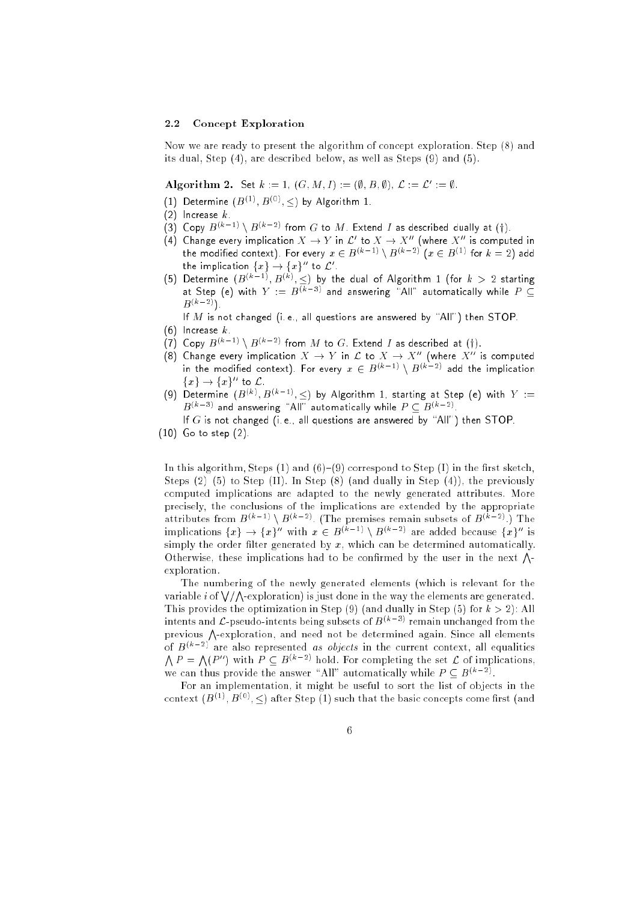### 2.2 Concept Exploration

Now we are ready to present the algorithm of concept exploration. Step (8) and its dual, Step (4), are described below, as well as Steps (9) and (5).

**Algorithm 2.** Set $k := 1$, $(G, M, I) := (\emptyset, B, \emptyset)$, $\mathcal{L} := \mathcal{L}' := \emptyset$.

(1) Determine $(B^{(1)}, B^{(0)}, \leq)$ by Algorithm 1.

(2) Increase $k$.

(3) Copy $B^{(k-1)} \setminus B^{(k-2)}$ from $G$ to $M$. Extend $I$ as described dually at (†).

(4) Change every implication $X \to Y$ in $\mathcal{L}'$ to $X \to X''$ (where $X''$ is computed in the modified context). For every $x \in B^{(k-1)} \setminus B^{(k-2)}$ ($x \in B^{(1)}$ for $k = 2$) add the implication $\{x\} \to \{x\}''$ to $\mathcal{L}'$.

(5) Determine $(B^{(k-1)}, B^{(k)}, \leq)$ by the dual of Algorithm 1 (for $k > 2$ starting at Step (e) with $Y := B^{(k-3)}$ and answering "All" automatically while $P \subseteq B^{(k-2)}$).
If $M$ is not changed (i. e., all questions are answered by "All") then STOP.

(6) Increase $k$.

(7) Copy $B^{(k-1)} \setminus B^{(k-2)}$ from $M$ to $G$. Extend $I$ as described at (†).

(8) Change every implication $X \to Y$ in $\mathcal{L}$ to $X \to X''$ (where $X''$ is computed in the modified context). For every $x \in B^{(k-1)} \setminus B^{(k-2)}$ add the implication $\{x\} \to \{x\}''$ to $\mathcal{L}$.

(9) Determine $(B^{(k)}, B^{(k-1)}, \leq)$ by Algorithm 1, starting at Step (e) with $Y := B^{(k-3)}$ and answering "All" automatically while $P \subseteq B^{(k-2)}$.
If $G$ is not changed (i. e., all questions are answered by "All") then STOP.

(10) Go to step (2).

In this algorithm, Steps (1) and (6)–(9) correspond to Step (I) in the first sketch, Steps (2)–(5) to Step (II). In Step (8) (and dually in Step (4)), the previously computed implications are adapted to the newly generated attributes. More precisely, the conclusions of the implications are extended by the appropriate attributes from $B^{(k-1)} \setminus B^{(k-2)}$. (The premises remain subsets of $B^{(k-2)}$.) The implications $\{x\} \to \{x\}''$ with $x \in B^{(k-1)} \setminus B^{(k-2)}$ are added because $\{x\}''$ is simply the order filter generated by $x$, which can be determined automatically. Otherwise, these implications had to be confirmed by the user in the next $\bigwedge$-exploration.

The numbering of the newly generated elements (which is relevant for the variable $i$ of $\bigvee$/$\bigwedge$-exploration) is just done in the way the elements are generated. This provides the optimization in Step (9) (and dually in Step (5) for $k > 2$): All intents and $\mathcal{L}$-pseudo-intents being subsets of $B^{(k-3)}$ remain unchanged from the previous $\bigwedge$-exploration, and need not be determined again. Since all elements of $B^{(k-2)}$ are also represented *as objects* in the current context, all equalities $\bigwedge P = \bigwedge(P'')$ with $P \subseteq B^{(k-2)}$ hold. For completing the set $\mathcal{L}$ of implications, we can thus provide the answer "All" automatically while $P \subseteq B^{(k-2)}$.

For an implementation, it might be useful to sort the list of objects in the context $(B^{(1)}, B^{(0)}, \leq)$ after Step (1) such that the basic concepts come first (and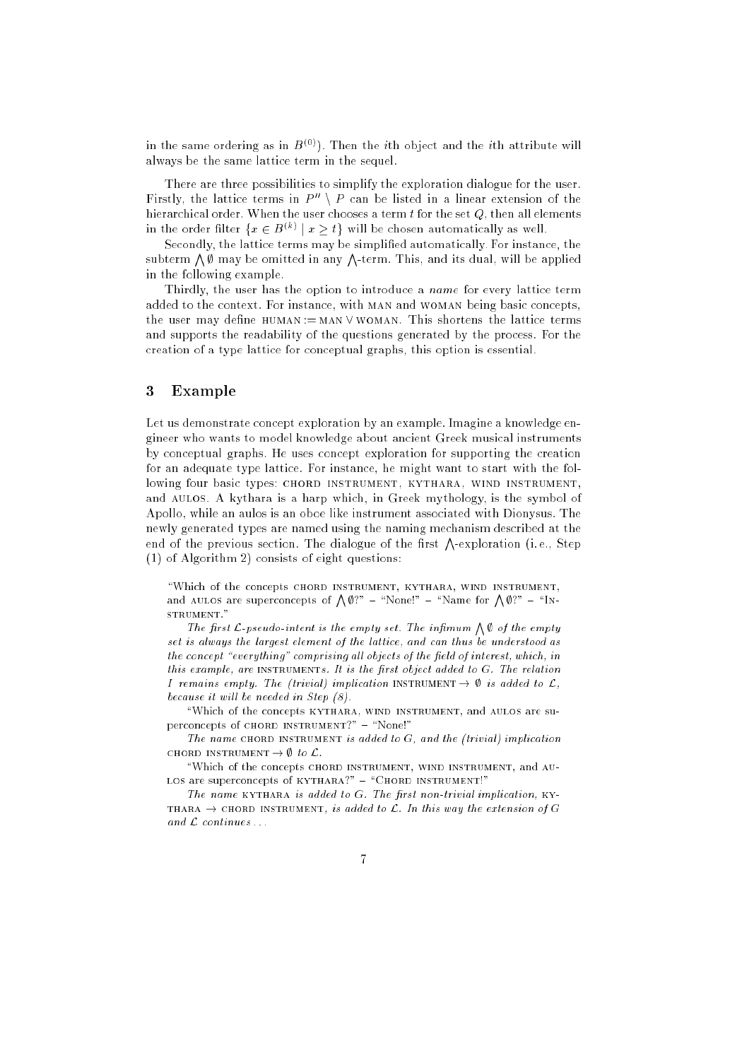in the same ordering as in $B^{(0)}$). Then the $i$th object and the $i$th attribute will always be the same lattice term in the sequel.

There are three possibilities to simplify the exploration dialogue for the user. Firstly, the lattice terms in $P'' \setminus P$ can be listed in a linear extension of the hierarchical order. When the user chooses a term $t$ for the set $Q$, then all elements in the order filter $\{x \in B^{(k)} \mid x \geq t\}$ will be chosen automatically as well.

Secondly, the lattice terms may be simplified automatically. For instance, the subterm $\bigwedge \emptyset$ may be omitted in any $\bigwedge$-term. This, and its dual, will be applied in the following example.

Thirdly, the user has the option to introduce a *name* for every lattice term added to the context. For instance, with MAN and WOMAN being basic concepts, the user may define HUMAN := MAN $\vee$ WOMAN. This shortens the lattice terms and supports the readability of the questions generated by the process. For the creation of a type lattice for conceptual graphs, this option is essential.

## 3 Example

Let us demonstrate concept exploration by an example. Imagine a knowledge engineer who wants to model knowledge about ancient Greek musical instruments by conceptual graphs. He uses concept exploration for supporting the creation for an adequate type lattice. For instance, he might want to start with the following four basic types: CHORD INSTRUMENT, KYTHARA, WIND INSTRUMENT, and AULOS. A kythara is a harp which, in Greek mythology, is the symbol of Apollo, while an aulos is an oboe like instrument associated with Dionysus. The newly generated types are named using the naming mechanism described at the end of the previous section. The dialogue of the first $\bigwedge$-exploration (i. e., Step (1) of Algorithm 2) consists of eight questions:

> "Which of the concepts CHORD INSTRUMENT, KYTHARA, WIND INSTRUMENT, and AULOS are superconcepts of $\bigwedge \emptyset$?" – "None!" – "Name for $\bigwedge \emptyset$?" – "INSTRUMENT."
>
> *The first $\mathcal{L}$-pseudo-intent is the empty set. The infimum $\bigwedge \emptyset$ of the empty set is always the largest element of the lattice, and can thus be understood as the concept "everything" comprising all objects of the field of interest, which, in this example, are* INSTRUMENT*s. It is the first object added to $G$. The relation $I$ remains empty. The (trivial) implication* INSTRUMENT $\rightarrow \emptyset$ *is added to $\mathcal{L}$, because it will be needed in Step (8).*
>
> "Which of the concepts KYTHARA, WIND INSTRUMENT, and AULOS are superconcepts of CHORD INSTRUMENT?" – "None!"
>
> *The name* CHORD INSTRUMENT *is added to $G$, and the (trivial) implication* CHORD INSTRUMENT $\rightarrow \emptyset$ *to $\mathcal{L}$.*
>
> "Which of the concepts CHORD INSTRUMENT, WIND INSTRUMENT, and AULOS are superconcepts of KYTHARA?" – "CHORD INSTRUMENT!"
>
> *The name* KYTHARA *is added to $G$. The first non-trivial implication,* KYTHARA $\rightarrow$ CHORD INSTRUMENT*, is added to $\mathcal{L}$. In this way the extension of $G$ and $\mathcal{L}$ continues . . .*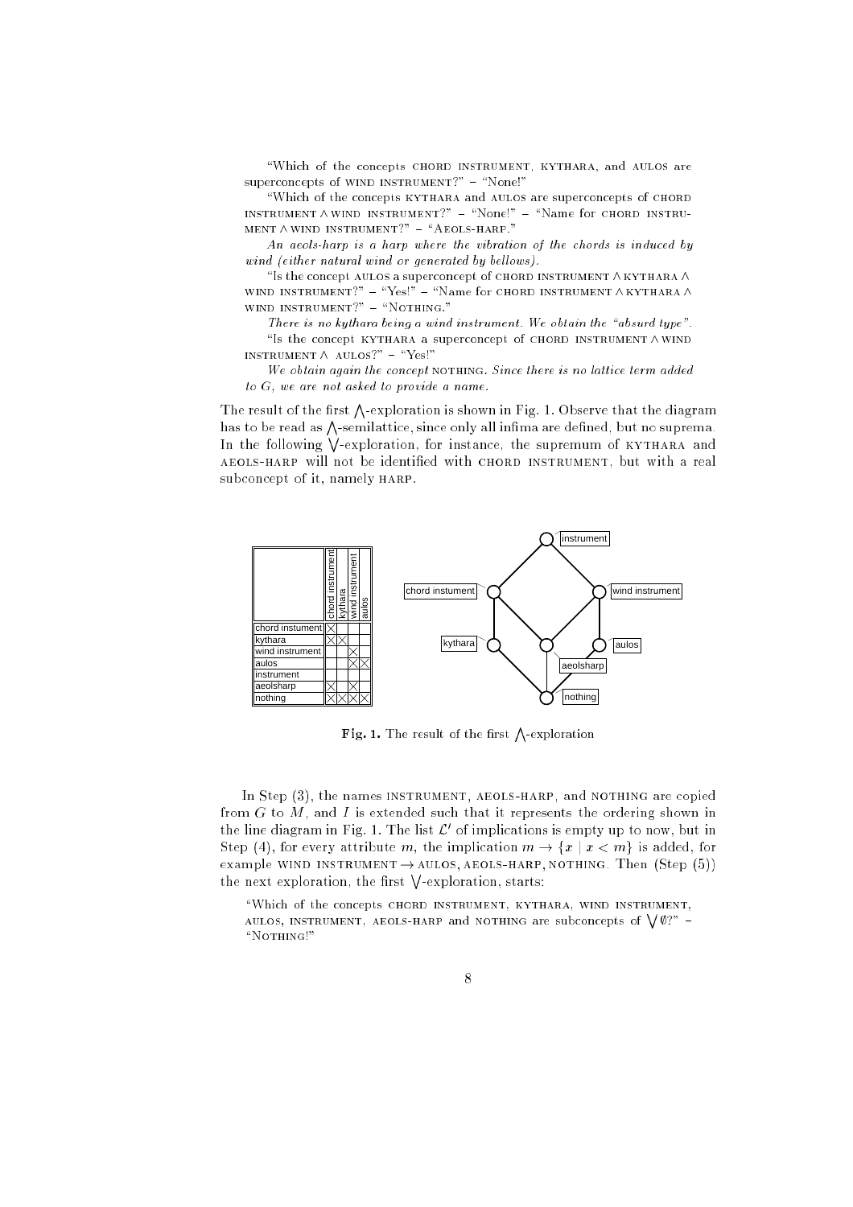"Which of the concepts CHORD INSTRUMENT, KYTHARA, and AULOS are superconcepts of WIND INSTRUMENT?" – "None!"

"Which of the concepts KYTHARA and AULOS are superconcepts of CHORD INSTRUMENT $\wedge$ WIND INSTRUMENT?" – "None!" – "Name for CHORD INSTRUMENT $\wedge$ WIND INSTRUMENT?" – "AEOLS-HARP."

*An aeols-harp is a harp where the vibration of the chords is induced by wind (either natural wind or generated by bellows).*

"Is the concept AULOS a superconcept of CHORD INSTRUMENT $\wedge$ KYTHARA $\wedge$ WIND INSTRUMENT?" – "Yes!" – "Name for CHORD INSTRUMENT $\wedge$ KYTHARA $\wedge$ WIND INSTRUMENT?" – "NOTHING."

*There is no kythara being a wind instrument. We obtain the "absurd type".*

"Is the concept KYTHARA a superconcept of CHORD INSTRUMENT $\wedge$ WIND INSTRUMENT $\wedge$ AULOS?" – "Yes!"

*We obtain again the concept* NOTHING*. Since there is no lattice term added to G, we are not asked to provide a name.*

The result of the first $\bigwedge$-exploration is shown in Fig. 1. Observe that the diagram has to be read as $\bigwedge$-semilattice, since only all infima are defined, but no suprema. In the following $\bigvee$-exploration, for instance, the supremum of KYTHARA and AEOLS-HARP will not be identified with CHORD INSTRUMENT, but with a real subconcept of it, namely HARP.

| | chord instrument | kythara | wind instrument | aulos |
|---|---|---|---|---|
| chord instument | × | | | |
| kythara | × | × | | |
| wind instrument | | | × | |
| aulos | | | × | × |
| instrument | | | | |
| aeolsharp | × | | × | |
| nothing | × | × | × | × |

**Fig. 1.** The result of the first $\bigwedge$-exploration

In Step (3), the names INSTRUMENT, AEOLS-HARP, and NOTHING are copied from $G$ to $M$, and $I$ is extended such that it represents the ordering shown in the line diagram in Fig. 1. The list $\mathcal{L}'$ of implications is empty up to now, but in Step (4), for every attribute $m$, the implication $m \rightarrow \{x \mid x < m\}$ is added, for example WIND INSTRUMENT $\rightarrow$ AULOS, AEOLS-HARP, NOTHING. Then (Step (5)) the next exploration, the first $\bigvee$-exploration, starts:

"Which of the concepts CHORD INSTRUMENT, KYTHARA, WIND INSTRUMENT, AULOS, INSTRUMENT, AEOLS-HARP and NOTHING are subconcepts of $\bigvee \emptyset$?" – "NOTHING!"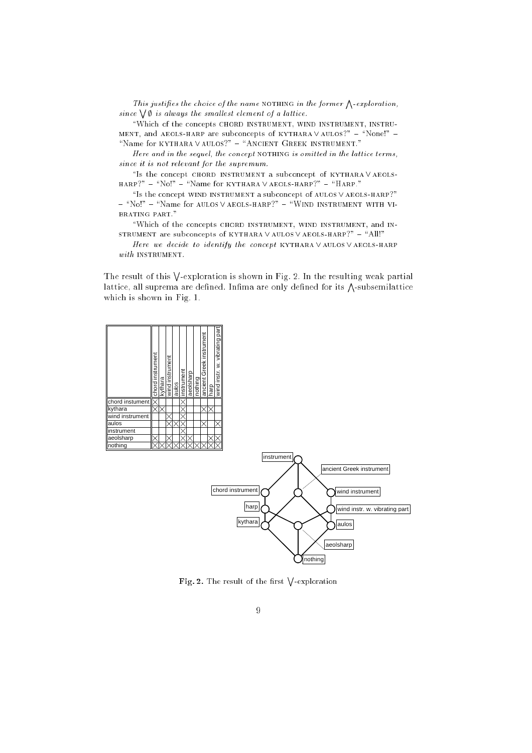*This justifies the choice of the name* NOTHING *in the former* $\bigwedge$*-exploration, since* $\bigvee \emptyset$ *is always the smallest element of a lattice.*

"Which of the concepts CHORD INSTRUMENT, WIND INSTRUMENT, INSTRUMENT, and AEOLS-HARP are subconcepts of KYTHARA $\vee$ AULOS?" – "None!" – "Name for KYTHARA $\vee$ AULOS?" – "ANCIENT GREEK INSTRUMENT."

*Here and in the sequel, the concept* NOTHING *is omitted in the lattice terms, since it is not relevant for the supremum.*

"Is the concept CHORD INSTRUMENT a subconcept of KYTHARA $\vee$ AEOLS-HARP?" – "No!" – "Name for KYTHARA $\vee$ AEOLS-HARP?" – "HARP."

"Is the concept WIND INSTRUMENT a subconcept of AULOS $\vee$ AEOLS-HARP?" – "No!" – "Name for AULOS $\vee$ AEOLS-HARP?" – "WIND INSTRUMENT WITH VIBRATING PART."

"Which of the concepts CHORD INSTRUMENT, WIND INSTRUMENT, and INSTRUMENT are subconcepts of KYTHARA $\vee$ AULOS $\vee$ AEOLS-HARP?" – "All!"

*Here we decide to identify the concept* KYTHARA $\vee$ AULOS $\vee$ AEOLS-HARP *with* INSTRUMENT.

The result of this $\bigvee$-exploration is shown in Fig. 2. In the resulting weak partial lattice, all suprema are defined. Infima are only defined for its $\bigwedge$-subsemilattice which is shown in Fig. 1.

| | chord instrument | kythara | wind instrument | aulos | instrument | aeolsharp | nothing | ancient Greek instrument | harp | wind instr. w. vibrating part |
|---|---|---|---|---|---|---|---|---|---|---|
| chord instument | × | | | | × | | | | | |
| kythara | × | × | | | × | | | × | × | |
| wind instrument | | | × | | × | | | | | |
| aulos | | | × | × | × | | | × | | × |
| instrument | | | | | × | | | | | |
| aeolsharp | × | | × | | × | × | | | × | × |
| nothing | × | × | × | × | × | × | × | × | × | × |

**Fig. 2.** The result of the first $\bigvee$-exploration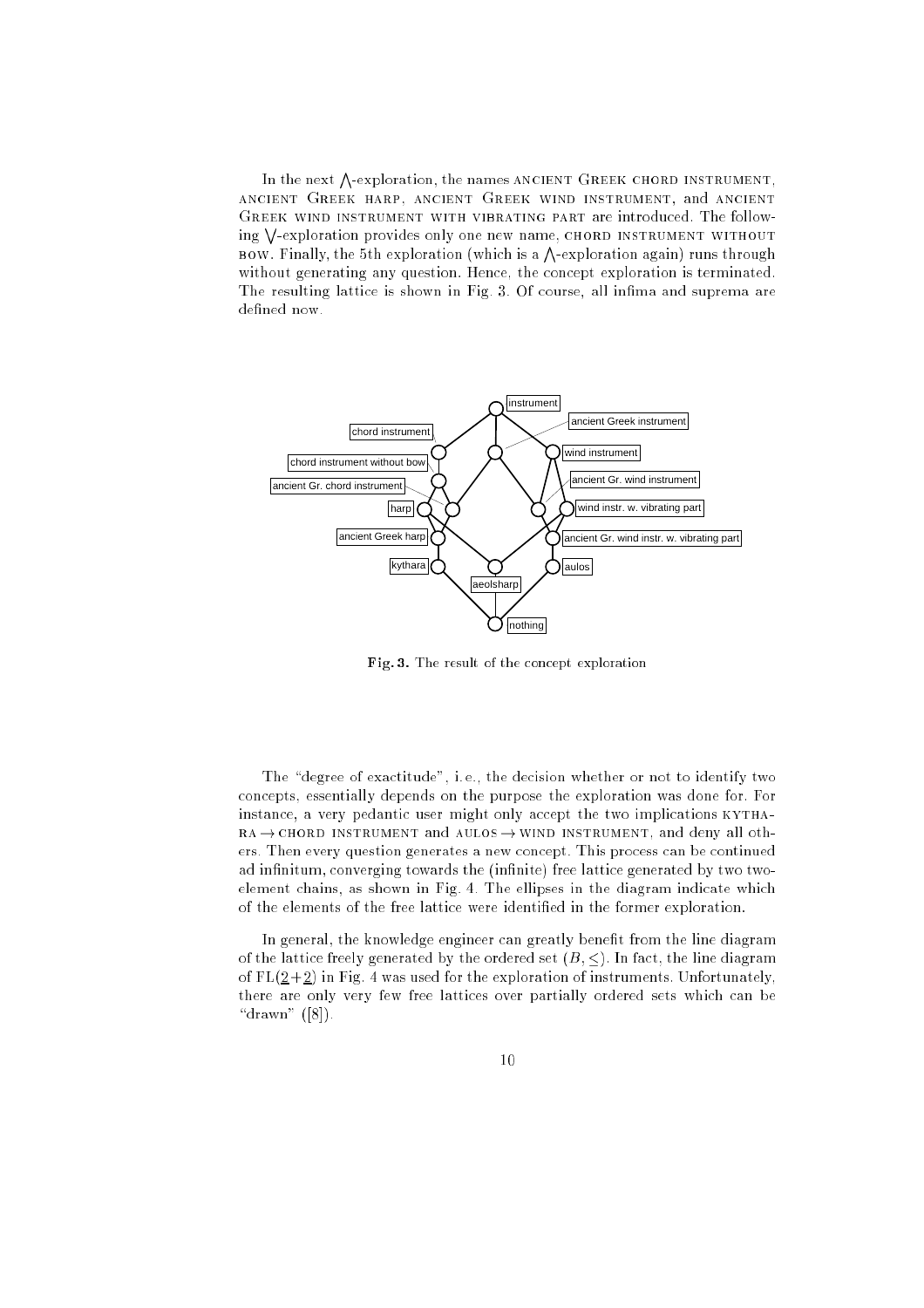In the next $\bigwedge$-exploration, the names ANCIENT GREEK CHORD INSTRUMENT, ANCIENT GREEK HARP, ANCIENT GREEK WIND INSTRUMENT, and ANCIENT GREEK WIND INSTRUMENT WITH VIBRATING PART are introduced. The following $\bigvee$-exploration provides only one new name, CHORD INSTRUMENT WITHOUT BOW. Finally, the 5th exploration (which is a $\bigwedge$-exploration again) runs through without generating any question. Hence, the concept exploration is terminated. The resulting lattice is shown in Fig. 3. Of course, all infima and suprema are defined now.

**Fig. 3.** The result of the concept exploration

The "degree of exactitude", i. e., the decision whether or not to identify two concepts, essentially depends on the purpose the exploration was done for. For instance, a very pedantic user might only accept the two implications KYTHARA $\rightarrow$ CHORD INSTRUMENT and AULOS $\rightarrow$ WIND INSTRUMENT, and deny all others. Then every question generates a new concept. This process can be continued ad infinitum, converging towards the (infinite) free lattice generated by two two-element chains, as shown in Fig. 4. The ellipses in the diagram indicate which of the elements of the free lattice were identified in the former exploration.

In general, the knowledge engineer can greatly benefit from the line diagram of the lattice freely generated by the ordered set $(B, \leq)$. In fact, the line diagram of $\mathrm{FL}(\underline{2}+\underline{2})$ in Fig. 4 was used for the exploration of instruments. Unfortunately, there are only very few free lattices over partially ordered sets which can be "drawn" ([8]).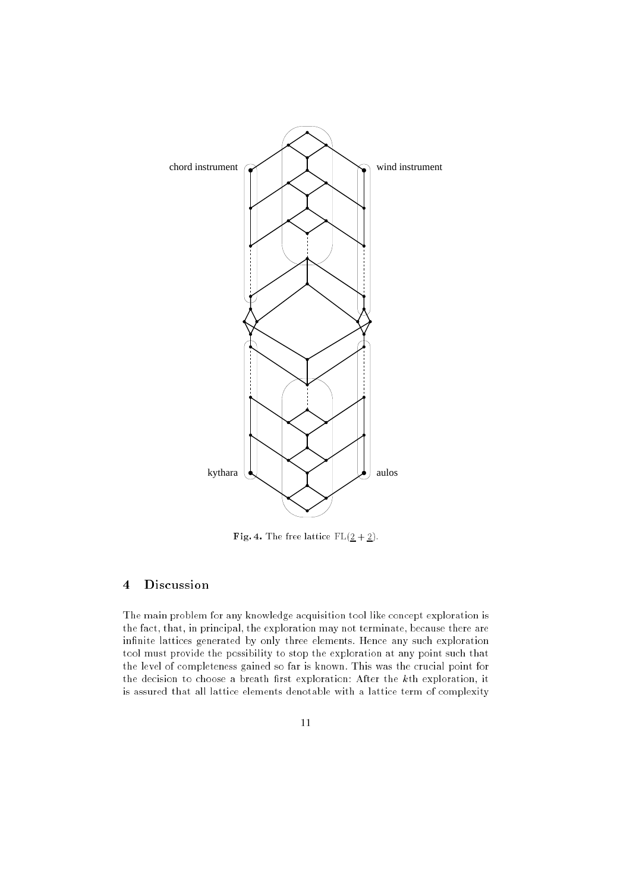chord instrument

wind instrument

kythara

aulos

**Fig. 4.** The free lattice $\mathrm{FL}(\underline{2}+\underline{2})$.

## 4 Discussion

The main problem for any knowledge acquisition tool like concept exploration is the fact, that, in principal, the exploration may not terminate, because there are infinite lattices generated by only three elements. Hence any such exploration tool must provide the possibility to stop the exploration at any point such that the level of completeness gained so far is known. This was the crucial point for the decision to choose a breath first exploration: After the $k$th exploration, it is assured that all lattice elements denotable with a lattice term of complexity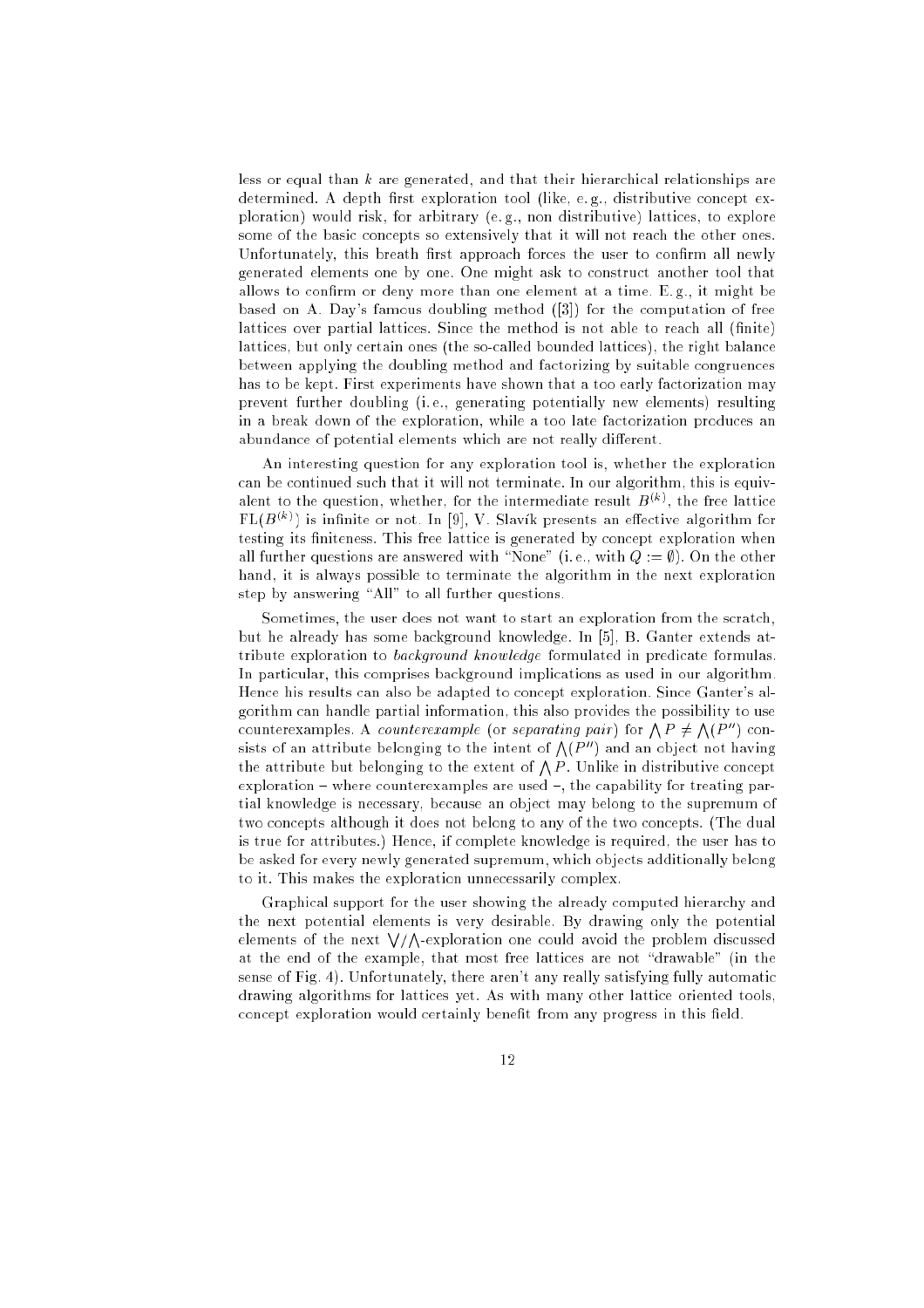less or equal than $k$ are generated, and that their hierarchical relationships are determined. A depth first exploration tool (like, e. g., distributive concept exploration) would risk, for arbitrary (e. g., non distributive) lattices, to explore some of the basic concepts so extensively that it will not reach the other ones. Unfortunately, this breath first approach forces the user to confirm all newly generated elements one by one. One might ask to construct another tool that allows to confirm or deny more than one element at a time. E. g., it might be based on A. Day's famous doubling method ([3]) for the computation of free lattices over partial lattices. Since the method is not able to reach all (finite) lattices, but only certain ones (the so-called bounded lattices), the right balance between applying the doubling method and factorizing by suitable congruences has to be kept. First experiments have shown that a too early factorization may prevent further doubling (i. e., generating potentially new elements) resulting in a break down of the exploration, while a too late factorization produces an abundance of potential elements which are not really different.

An interesting question for any exploration tool is, whether the exploration can be continued such that it will not terminate. In our algorithm, this is equivalent to the question, whether, for the intermediate result $B^{(k)}$, the free lattice $\mathrm{FL}(B^{(k)})$ is infinite or not. In [9], V. Slavík presents an effective algorithm for testing its finiteness. This free lattice is generated by concept exploration when all further questions are answered with "None" (i. e., with $Q := \emptyset$). On the other hand, it is always possible to terminate the algorithm in the next exploration step by answering "All" to all further questions.

Sometimes, the user does not want to start an exploration from the scratch, but he already has some background knowledge. In [5], B. Ganter extends attribute exploration to *background knowledge* formulated in predicate formulas. In particular, this comprises background implications as used in our algorithm. Hence his results can also be adapted to concept exploration. Since Ganter's algorithm can handle partial information, this also provides the possibility to use counterexamples. A *counterexample* (or *separating pair*) for $\bigwedge P \neq \bigwedge(P'')$ consists of an attribute belonging to the intent of $\bigwedge(P'')$ and an object not having the attribute but belonging to the extent of $\bigwedge P$. Unlike in distributive concept exploration – where counterexamples are used –, the capability for treating partial knowledge is necessary, because an object may belong to the supremum of two concepts although it does not belong to any of the two concepts. (The dual is true for attributes.) Hence, if complete knowledge is required, the user has to be asked for every newly generated supremum, which objects additionally belong to it. This makes the exploration unnecessarily complex.

Graphical support for the user showing the already computed hierarchy and the next potential elements is very desirable. By drawing only the potential elements of the next $\bigvee/\bigwedge$-exploration one could avoid the problem discussed at the end of the example, that most free lattices are not "drawable" (in the sense of Fig. 4). Unfortunately, there aren't any really satisfying fully automatic drawing algorithms for lattices yet. As with many other lattice oriented tools, concept exploration would certainly benefit from any progress in this field.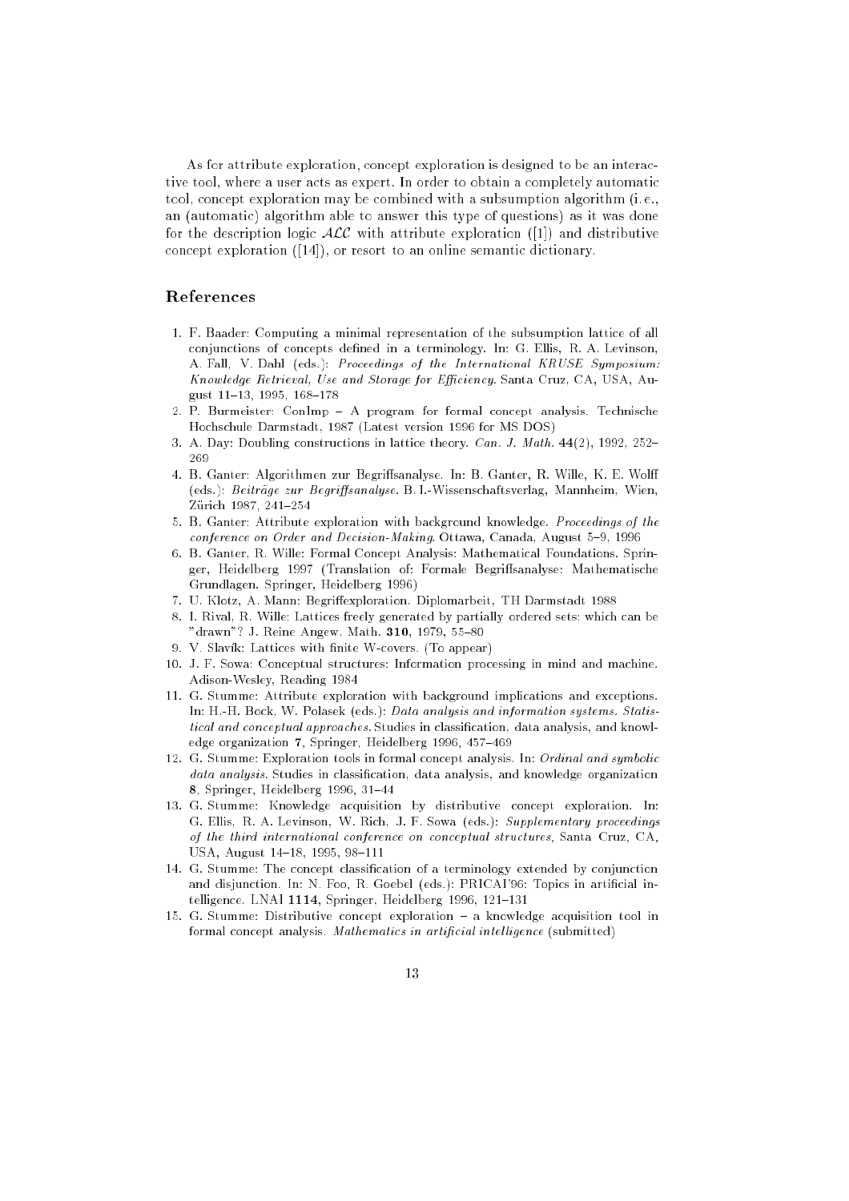As for attribute exploration, concept exploration is designed to be an interactive tool, where a user acts as expert. In order to obtain a completely automatic tool, concept exploration may be combined with a subsumption algorithm (i. e., an (automatic) algorithm able to answer this type of questions) as it was done for the description logic $\mathcal{ALC}$ with attribute exploration ([1]) and distributive concept exploration ([14]), or resort to an online semantic dictionary.

## References

1. F. Baader: Computing a minimal representation of the subsumption lattice of all conjunctions of concepts defined in a terminology. In: G. Ellis, R. A. Levinson, A. Fall, V. Dahl (eds.): *Proceedings of the International KRUSE Symposium: Knowledge Retrieval, Use and Storage for Efficiency.* Santa Cruz, CA, USA, August 11–13, 1995, 168–178
2. P. Burmeister: ConImp – A program for formal concept analysis. Technische Hochschule Darmstadt, 1987 (Latest version 1996 for MS DOS)
3. A. Day: Doubling constructions in lattice theory. *Can. J. Math.* **44**(2), 1992, 252–269
4. B. Ganter: Algorithmen zur Begriffsanalyse. In: B. Ganter, R. Wille, K. E. Wolff (eds.): *Beiträge zur Begriffsanalyse.* B. I.-Wissenschaftsverlag, Mannheim, Wien, Zürich 1987, 241–254
5. B. Ganter: Attribute exploration with background knowledge. *Proceedings of the conference on Order and Decision-Making.* Ottawa, Canada, August 5–9, 1996
6. B. Ganter, R. Wille: Formal Concept Analysis: Mathematical Foundations. Springer, Heidelberg 1997 (Translation of: Formale Begriffsanalyse: Mathematische Grundlagen. Springer, Heidelberg 1996)
7. U. Klotz, A. Mann: Begriffexploration. Diplomarbeit, TH Darmstadt 1988
8. I. Rival, R. Wille: Lattices freely generated by partially ordered sets: which can be "drawn"? J. Reine Angew. Math. **310**, 1979, 55–80
9. V. Slavík: Lattices with finite W-covers. (To appear)
10. J. F. Sowa: Conceptual structures: Information processing in mind and machine. Adison-Wesley, Reading 1984
11. G. Stumme: Attribute exploration with background implications and exceptions. In: H.-H. Bock, W. Polasek (eds.): *Data analysis and information systems. Statistical and conceptual approaches.* Studies in classification, data analysis, and knowledge organization **7**, Springer, Heidelberg 1996, 457–469
12. G. Stumme: Exploration tools in formal concept analysis. In: *Ordinal and symbolic data analysis.* Studies in classification, data analysis, and knowledge organization **8**, Springer, Heidelberg 1996, 31–44
13. G. Stumme: Knowledge acquisition by distributive concept exploration. In: G. Ellis, R. A. Levinson, W. Rich, J. F. Sowa (eds.): *Supplementary proceedings of the third international conference on conceptual structures*, Santa Cruz, CA, USA, August 14–18, 1995, 98–111
14. G. Stumme: The concept classification of a terminology extended by conjunction and disjunction. In: N. Foo, R. Goebel (eds.): PRICAI'96: Topics in artificial intelligence. LNAI **1114**, Springer, Heidelberg 1996, 121–131
15. G. Stumme: Distributive concept exploration – a knowledge acquisition tool in formal concept analysis. *Mathematics in artificial intelligence* (submitted)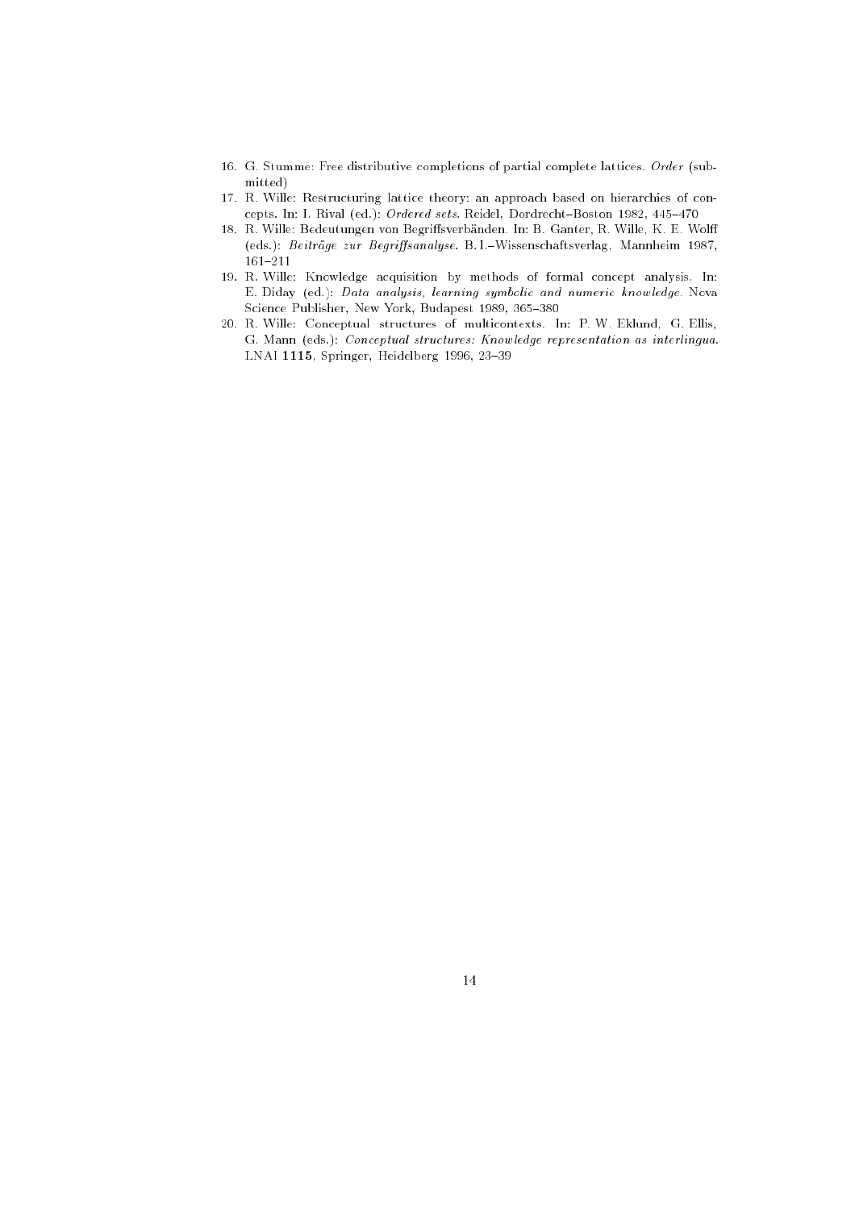16. G. Stumme: Free distributive completions of partial complete lattices. *Order* (submitted)
17. R. Wille: Restructuring lattice theory: an approach based on hierarchies of concepts. In: I. Rival (ed.): *Ordered sets*. Reidel, Dordrecht–Boston 1982, 445–470
18. R. Wille: Bedeutungen von Begriffsverbänden. In: B. Ganter, R. Wille, K. E. Wolff (eds.): *Beiträge zur Begriffsanalyse*. B. I.–Wissenschaftsverlag, Mannheim 1987, 161–211
19. R. Wille: Knowledge acquisition by methods of formal concept analysis. In: E. Diday (ed.): *Data analysis, learning symbolic and numeric knowledge*. Nova Science Publisher, New York, Budapest 1989, 365–380
20. R. Wille: Conceptual structures of multicontexts. In: P. W. Eklund, G. Ellis, G. Mann (eds.): *Conceptual structures: Knowledge representation as interlingua*. LNAI **1115**, Springer, Heidelberg 1996, 23–39